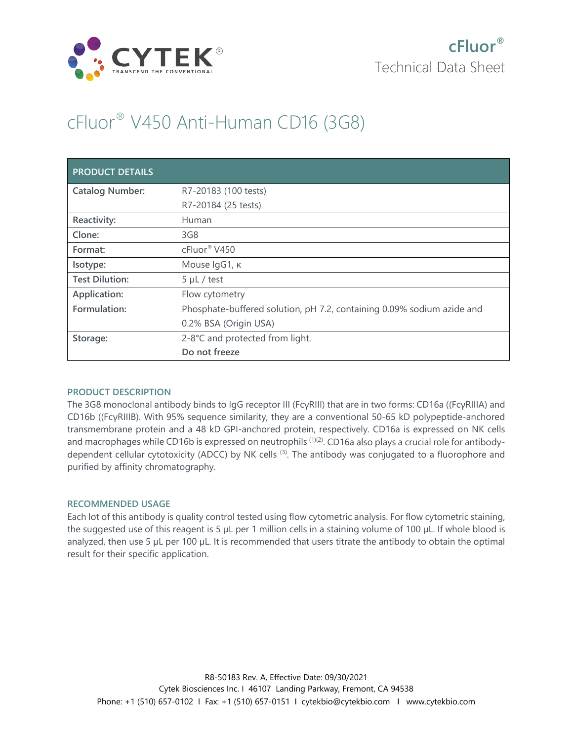cFluor®
Technical Data Sheet

# cFluor® V450 Anti-Human CD16 (3G8)

| PRODUCT DETAILS | |
|---|---|
| **Catalog Number:** | R7-20183 (100 tests)<br>R7-20184 (25 tests) |
| **Reactivity:** | Human |
| **Clone:** | 3G8 |
| **Format:** | cFluor® V450 |
| **Isotype:** | Mouse IgG1, κ |
| **Test Dilution:** | 5 µL / test |
| **Application:** | Flow cytometry |
| **Formulation:** | Phosphate-buffered solution, pH 7.2, containing 0.09% sodium azide and 0.2% BSA (Origin USA) |
| **Storage:** | 2-8°C and protected from light.<br>**Do not freeze** |

## PRODUCT DESCRIPTION

The 3G8 monoclonal antibody binds to IgG receptor III (FcγRIII) that are in two forms: CD16a ((FcγRIIIA) and CD16b ((FcγRIIIB). With 95% sequence similarity, they are a conventional 50-65 kD polypeptide-anchored transmembrane protein and a 48 kD GPI-anchored protein, respectively. CD16a is expressed on NK cells and macrophages while CD16b is expressed on neutrophils [(1)(2)]. CD16a also plays a crucial role for antibody-dependent cellular cytotoxicity (ADCC) by NK cells [(3)]. The antibody was conjugated to a fluorophore and purified by affinity chromatography.

## RECOMMENDED USAGE

Each lot of this antibody is quality control tested using flow cytometric analysis. For flow cytometric staining, the suggested use of this reagent is 5 µL per 1 million cells in a staining volume of 100 µL. If whole blood is analyzed, then use 5 µL per 100 µL. It is recommended that users titrate the antibody to obtain the optimal result for their specific application.

R8-50183 Rev. A, Effective Date: 09/30/2021
Cytek Biosciences Inc. I 46107 Landing Parkway, Fremont, CA 94538
Phone: +1 (510) 657-0102 I Fax: +1 (510) 657-0151 I cytekbio@cytekbio.com I www.cytekbio.com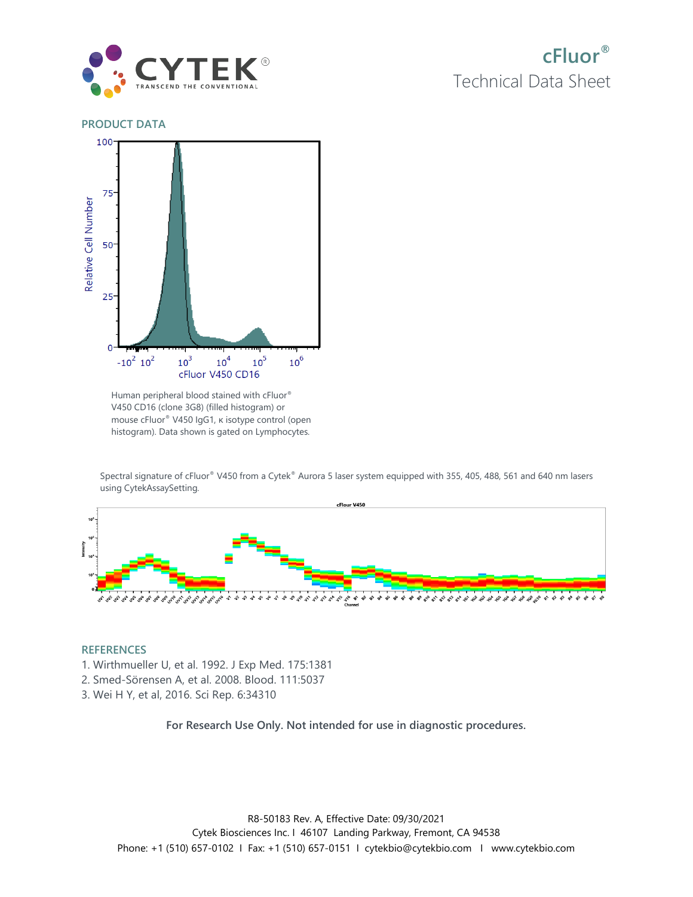# cFluor®

Technical Data Sheet

## PRODUCT DATA

100
75
50
25
0
Relative Cell Number
$-10^2$ $10^2$ $10^3$ $10^4$ $10^5$ $10^6$
cFluor V450 CD16

Human peripheral blood stained with cFluor® V450 CD16 (clone 3G8) (filled histogram) or mouse cFluor® V450 IgG1, κ isotype control (open histogram). Data shown is gated on Lymphocytes.

Spectral signature of cFluor® V450 from a Cytek® Aurora 5 laser system equipped with 355, 405, 488, 561 and 640 nm lasers using CytekAssaySetting.

cFlour V450

Intensity

Channel

## REFERENCES

1. Wirthmueller U, et al. 1992. J Exp Med. 175:1381
2. Smed-Sörensen A, et al. 2008. Blood. 111:5037
3. Wei H Y, et al, 2016. Sci Rep. 6:34310

**For Research Use Only. Not intended for use in diagnostic procedures.**

R8-50183 Rev. A, Effective Date: 09/30/2021
Cytek Biosciences Inc. I 46107 Landing Parkway, Fremont, CA 94538
Phone: +1 (510) 657-0102 I Fax: +1 (510) 657-0151 I cytekbio@cytekbio.com I www.cytekbio.com